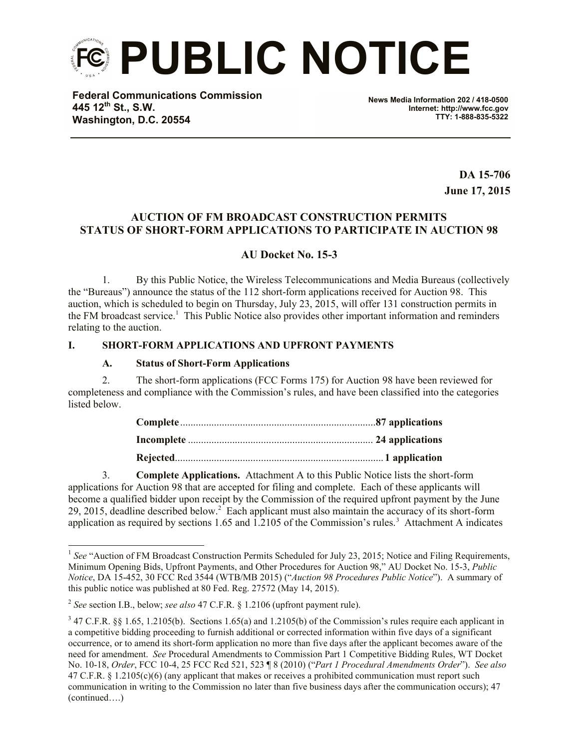# PUBLIC NOTICE

**Federal Communications Commission**
**445 12th St., S.W.**
**Washington, D.C. 20554**

**News Media Information 202 / 418-0500**
**Internet: http://www.fcc.gov**
**TTY: 1-888-835-5322**

**DA 15-706**
**June 17, 2015**

**AUCTION OF FM BROADCAST CONSTRUCTION PERMITS**
**STATUS OF SHORT-FORM APPLICATIONS TO PARTICIPATE IN AUCTION 98**

**AU Docket No. 15-3**

1. By this Public Notice, the Wireless Telecommunications and Media Bureaus (collectively the "Bureaus") announce the status of the 112 short-form applications received for Auction 98. This auction, which is scheduled to begin on Thursday, July 23, 2015, will offer 131 construction permits in the FM broadcast service.[1] This Public Notice also provides other important information and reminders relating to the auction.

## I. SHORT-FORM APPLICATIONS AND UPFRONT PAYMENTS

### A. Status of Short-Form Applications

2. The short-form applications (FCC Forms 175) for Auction 98 have been reviewed for completeness and compliance with the Commission's rules, and have been classified into the categories listed below.

**Complete** .......................................................................... **87 applications**

**Incomplete** ...................................................................... **24 applications**

**Rejected**.............................................................................. **1 application**

3. **Complete Applications.** Attachment A to this Public Notice lists the short-form applications for Auction 98 that are accepted for filing and complete. Each of these applicants will become a qualified bidder upon receipt by the Commission of the required upfront payment by the June 29, 2015, deadline described below.[2] Each applicant must also maintain the accuracy of its short-form application as required by sections 1.65 and 1.2105 of the Commission's rules.[3] Attachment A indicates

---

[1] *See* "Auction of FM Broadcast Construction Permits Scheduled for July 23, 2015; Notice and Filing Requirements, Minimum Opening Bids, Upfront Payments, and Other Procedures for Auction 98," AU Docket No. 15-3, *Public Notice*, DA 15-452, 30 FCC Rcd 3544 (WTB/MB 2015) ("*Auction 98 Procedures Public Notice*"). A summary of this public notice was published at 80 Fed. Reg. 27572 (May 14, 2015).

[2] *See* section I.B., below; *see also* 47 C.F.R. § 1.2106 (upfront payment rule).

[3] 47 C.F.R. §§ 1.65, 1.2105(b). Sections 1.65(a) and 1.2105(b) of the Commission's rules require each applicant in a competitive bidding proceeding to furnish additional or corrected information within five days of a significant occurrence, or to amend its short-form application no more than five days after the applicant becomes aware of the need for amendment. *See* Procedural Amendments to Commission Part 1 Competitive Bidding Rules, WT Docket No. 10-18, *Order*, FCC 10-4, 25 FCC Rcd 521, 523 ¶ 8 (2010) ("*Part 1 Procedural Amendments Order*"). *See also* 47 C.F.R. § 1.2105(c)(6) (any applicant that makes or receives a prohibited communication must report such communication in writing to the Commission no later than five business days after the communication occurs); 47 (continued….)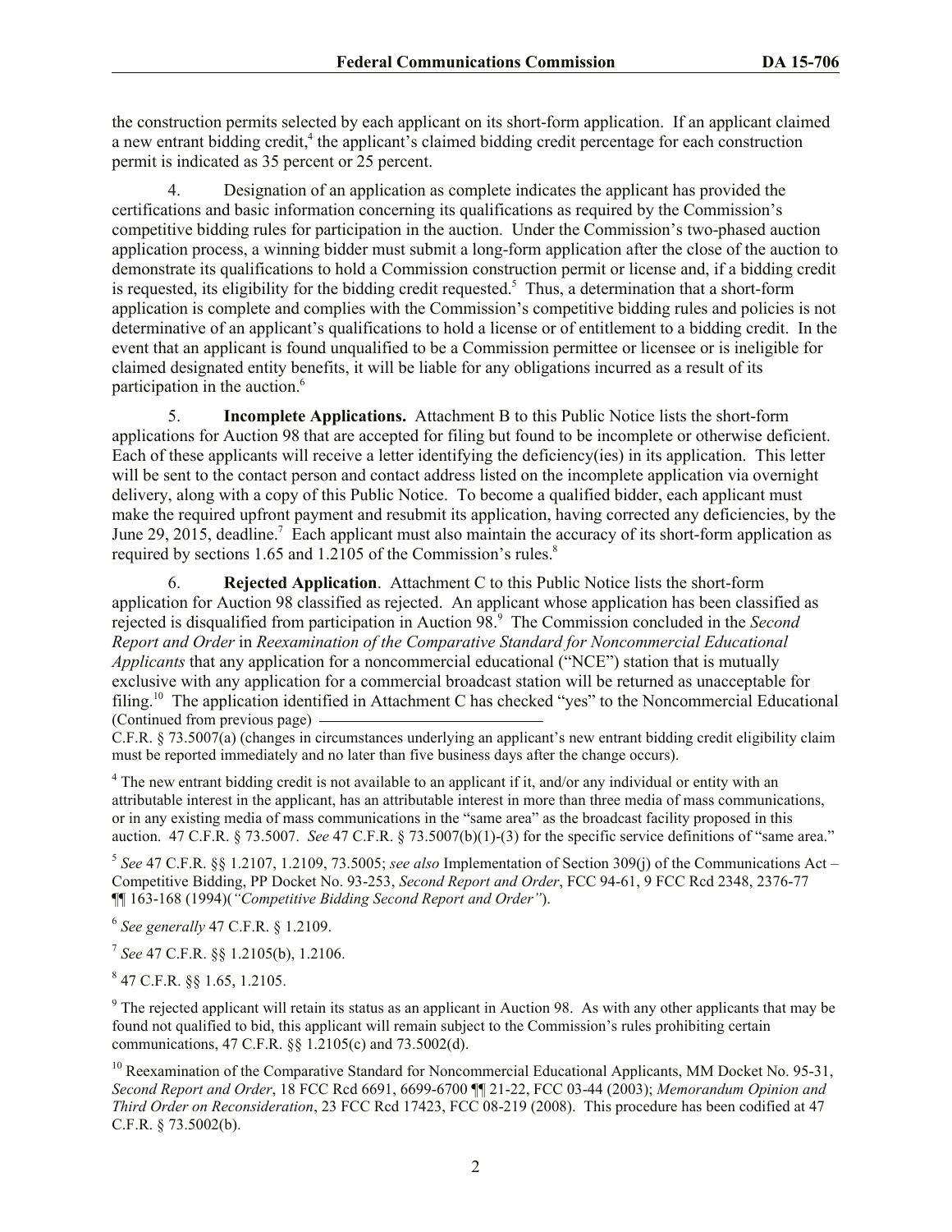the construction permits selected by each applicant on its short-form application. If an applicant claimed a new entrant bidding credit,[4] the applicant's claimed bidding credit percentage for each construction permit is indicated as 35 percent or 25 percent.

4. Designation of an application as complete indicates the applicant has provided the certifications and basic information concerning its qualifications as required by the Commission's competitive bidding rules for participation in the auction. Under the Commission's two-phased auction application process, a winning bidder must submit a long-form application after the close of the auction to demonstrate its qualifications to hold a Commission construction permit or license and, if a bidding credit is requested, its eligibility for the bidding credit requested.[5] Thus, a determination that a short-form application is complete and complies with the Commission's competitive bidding rules and policies is not determinative of an applicant's qualifications to hold a license or of entitlement to a bidding credit. In the event that an applicant is found unqualified to be a Commission permittee or licensee or is ineligible for claimed designated entity benefits, it will be liable for any obligations incurred as a result of its participation in the auction.[6]

5. **Incomplete Applications.** Attachment B to this Public Notice lists the short-form applications for Auction 98 that are accepted for filing but found to be incomplete or otherwise deficient. Each of these applicants will receive a letter identifying the deficiency(ies) in its application. This letter will be sent to the contact person and contact address listed on the incomplete application via overnight delivery, along with a copy of this Public Notice. To become a qualified bidder, each applicant must make the required upfront payment and resubmit its application, having corrected any deficiencies, by the June 29, 2015, deadline.[7] Each applicant must also maintain the accuracy of its short-form application as required by sections 1.65 and 1.2105 of the Commission's rules.[8]

6. **Rejected Application**. Attachment C to this Public Notice lists the short-form application for Auction 98 classified as rejected. An applicant whose application has been classified as rejected is disqualified from participation in Auction 98.[9] The Commission concluded in the *Second Report and Order* in *Reexamination of the Comparative Standard for Noncommercial Educational Applicants* that any application for a noncommercial educational ("NCE") station that is mutually exclusive with any application for a commercial broadcast station will be returned as unacceptable for filing.[10] The application identified in Attachment C has checked "yes" to the Noncommercial Educational

(Continued from previous page)
C.F.R. § 73.5007(a) (changes in circumstances underlying an applicant's new entrant bidding credit eligibility claim must be reported immediately and no later than five business days after the change occurs).

[4] The new entrant bidding credit is not available to an applicant if it, and/or any individual or entity with an attributable interest in the applicant, has an attributable interest in more than three media of mass communications, or in any existing media of mass communications in the "same area" as the broadcast facility proposed in this auction. 47 C.F.R. § 73.5007. *See* 47 C.F.R. § 73.5007(b)(1)-(3) for the specific service definitions of "same area."

[5] *See* 47 C.F.R. §§ 1.2107, 1.2109, 73.5005; *see also* Implementation of Section 309(j) of the Communications Act – Competitive Bidding, PP Docket No. 93-253, *Second Report and Order*, FCC 94-61, 9 FCC Rcd 2348, 2376-77 ¶¶ 163-168 (1994)(*"Competitive Bidding Second Report and Order"*).

[6] *See generally* 47 C.F.R. § 1.2109.

[7] *See* 47 C.F.R. §§ 1.2105(b), 1.2106.

[8] 47 C.F.R. §§ 1.65, 1.2105.

[9] The rejected applicant will retain its status as an applicant in Auction 98. As with any other applicants that may be found not qualified to bid, this applicant will remain subject to the Commission's rules prohibiting certain communications, 47 C.F.R. §§ 1.2105(c) and 73.5002(d).

[10] Reexamination of the Comparative Standard for Noncommercial Educational Applicants, MM Docket No. 95-31, *Second Report and Order*, 18 FCC Rcd 6691, 6699-6700 ¶¶ 21-22, FCC 03-44 (2003); *Memorandum Opinion and Third Order on Reconsideration*, 23 FCC Rcd 17423, FCC 08-219 (2008). This procedure has been codified at 47 C.F.R. § 73.5002(b).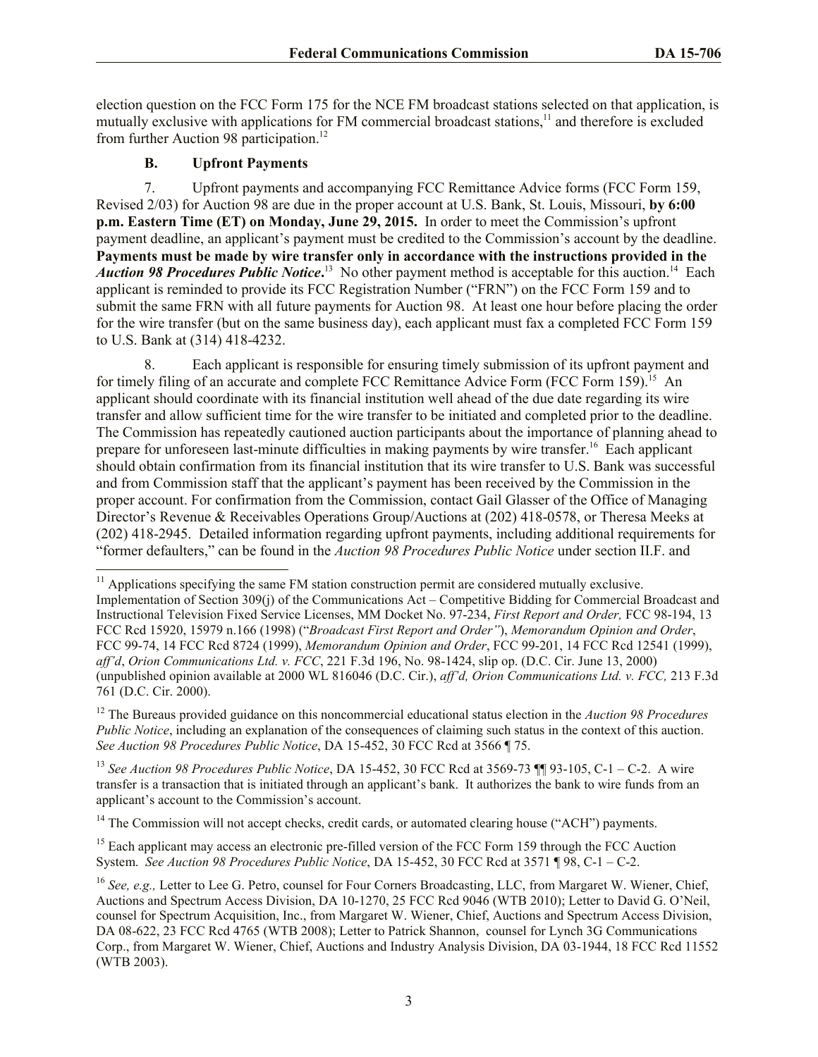election question on the FCC Form 175 for the NCE FM broadcast stations selected on that application, is mutually exclusive with applications for FM commercial broadcast stations,[11] and therefore is excluded from further Auction 98 participation.[12]

### B. Upfront Payments

7. Upfront payments and accompanying FCC Remittance Advice forms (FCC Form 159, Revised 2/03) for Auction 98 are due in the proper account at U.S. Bank, St. Louis, Missouri, **by 6:00 p.m. Eastern Time (ET) on Monday, June 29, 2015.** In order to meet the Commission's upfront payment deadline, an applicant's payment must be credited to the Commission's account by the deadline. **Payments must be made by wire transfer only in accordance with the instructions provided in the *Auction 98 Procedures Public Notice*.**[13] No other payment method is acceptable for this auction.[14] Each applicant is reminded to provide its FCC Registration Number ("FRN") on the FCC Form 159 and to submit the same FRN with all future payments for Auction 98. At least one hour before placing the order for the wire transfer (but on the same business day), each applicant must fax a completed FCC Form 159 to U.S. Bank at (314) 418-4232.

8. Each applicant is responsible for ensuring timely submission of its upfront payment and for timely filing of an accurate and complete FCC Remittance Advice Form (FCC Form 159).[15] An applicant should coordinate with its financial institution well ahead of the due date regarding its wire transfer and allow sufficient time for the wire transfer to be initiated and completed prior to the deadline. The Commission has repeatedly cautioned auction participants about the importance of planning ahead to prepare for unforeseen last-minute difficulties in making payments by wire transfer.[16] Each applicant should obtain confirmation from its financial institution that its wire transfer to U.S. Bank was successful and from Commission staff that the applicant's payment has been received by the Commission in the proper account. For confirmation from the Commission, contact Gail Glasser of the Office of Managing Director's Revenue & Receivables Operations Group/Auctions at (202) 418-0578, or Theresa Meeks at (202) 418-2945. Detailed information regarding upfront payments, including additional requirements for "former defaulters," can be found in the *Auction 98 Procedures Public Notice* under section II.F. and

---

[11] Applications specifying the same FM station construction permit are considered mutually exclusive. Implementation of Section 309(j) of the Communications Act – Competitive Bidding for Commercial Broadcast and Instructional Television Fixed Service Licenses, MM Docket No. 97-234, *First Report and Order,* FCC 98-194, 13 FCC Rcd 15920, 15979 n.166 (1998) ("*Broadcast First Report and Order"*), *Memorandum Opinion and Order*, FCC 99-74, 14 FCC Rcd 8724 (1999), *Memorandum Opinion and Order*, FCC 99-201, 14 FCC Rcd 12541 (1999), *aff'd*, *Orion Communications Ltd. v. FCC*, 221 F.3d 196, No. 98-1424, slip op. (D.C. Cir. June 13, 2000) (unpublished opinion available at 2000 WL 816046 (D.C. Cir.), *aff'd, Orion Communications Ltd. v. FCC,* 213 F.3d 761 (D.C. Cir. 2000).

[12] The Bureaus provided guidance on this noncommercial educational status election in the *Auction 98 Procedures Public Notice*, including an explanation of the consequences of claiming such status in the context of this auction. *See Auction 98 Procedures Public Notice*, DA 15-452, 30 FCC Rcd at 3566 ¶ 75.

[13] *See Auction 98 Procedures Public Notice*, DA 15-452, 30 FCC Rcd at 3569-73 ¶¶ 93-105, C-1 – C-2. A wire transfer is a transaction that is initiated through an applicant's bank. It authorizes the bank to wire funds from an applicant's account to the Commission's account.

[14] The Commission will not accept checks, credit cards, or automated clearing house ("ACH") payments.

[15] Each applicant may access an electronic pre-filled version of the FCC Form 159 through the FCC Auction System. *See Auction 98 Procedures Public Notice*, DA 15-452, 30 FCC Rcd at 3571 ¶ 98, C-1 – C-2.

[16] *See, e.g.,* Letter to Lee G. Petro, counsel for Four Corners Broadcasting, LLC, from Margaret W. Wiener, Chief, Auctions and Spectrum Access Division, DA 10-1270, 25 FCC Rcd 9046 (WTB 2010); Letter to David G. O'Neil, counsel for Spectrum Acquisition, Inc., from Margaret W. Wiener, Chief, Auctions and Spectrum Access Division, DA 08-622, 23 FCC Rcd 4765 (WTB 2008); Letter to Patrick Shannon, counsel for Lynch 3G Communications Corp., from Margaret W. Wiener, Chief, Auctions and Industry Analysis Division, DA 03-1944, 18 FCC Rcd 11552 (WTB 2003).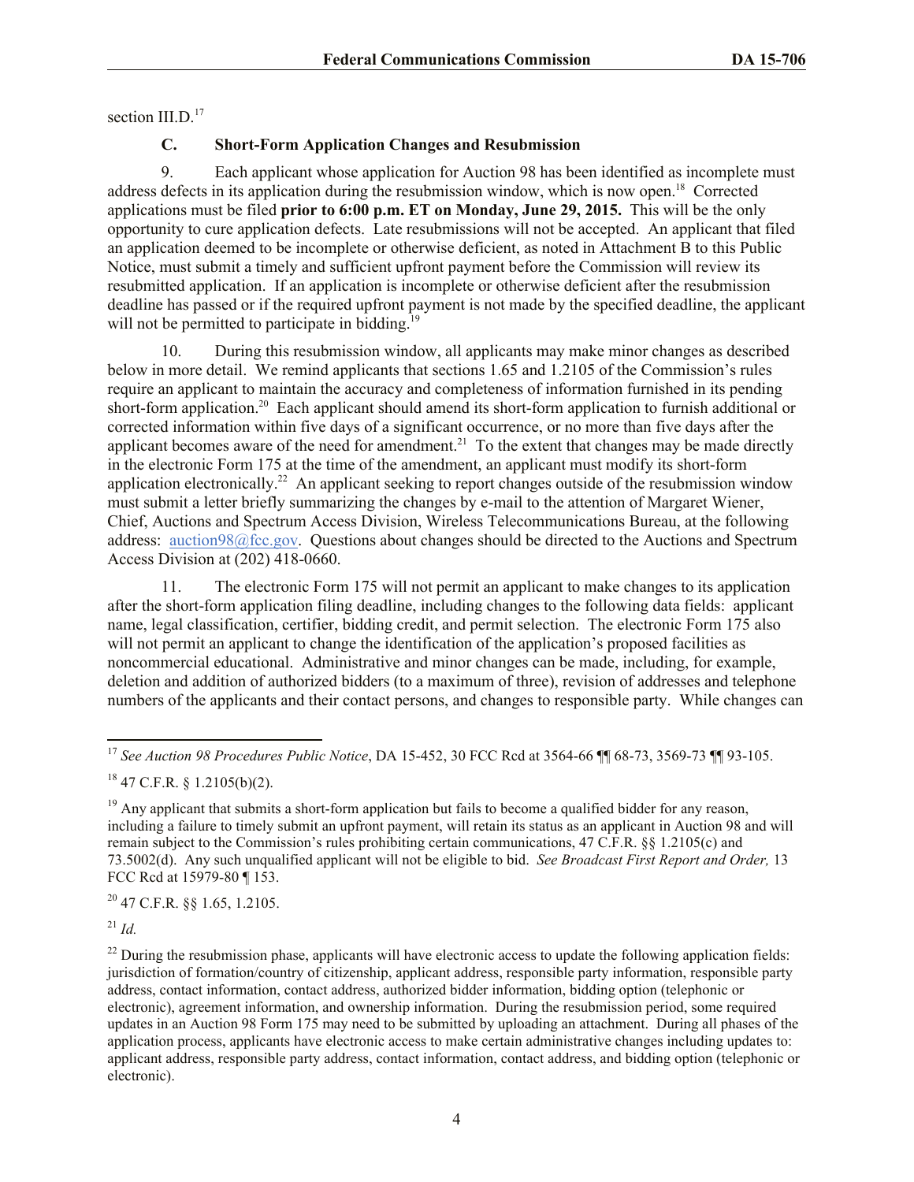section III.D.[17]

### C. Short-Form Application Changes and Resubmission

9. Each applicant whose application for Auction 98 has been identified as incomplete must address defects in its application during the resubmission window, which is now open.[18] Corrected applications must be filed **prior to 6:00 p.m. ET on Monday, June 29, 2015.** This will be the only opportunity to cure application defects. Late resubmissions will not be accepted. An applicant that filed an application deemed to be incomplete or otherwise deficient, as noted in Attachment B to this Public Notice, must submit a timely and sufficient upfront payment before the Commission will review its resubmitted application. If an application is incomplete or otherwise deficient after the resubmission deadline has passed or if the required upfront payment is not made by the specified deadline, the applicant will not be permitted to participate in bidding.[19]

10. During this resubmission window, all applicants may make minor changes as described below in more detail. We remind applicants that sections 1.65 and 1.2105 of the Commission's rules require an applicant to maintain the accuracy and completeness of information furnished in its pending short-form application.[20] Each applicant should amend its short-form application to furnish additional or corrected information within five days of a significant occurrence, or no more than five days after the applicant becomes aware of the need for amendment.[21] To the extent that changes may be made directly in the electronic Form 175 at the time of the amendment, an applicant must modify its short-form application electronically.[22] An applicant seeking to report changes outside of the resubmission window must submit a letter briefly summarizing the changes by e-mail to the attention of Margaret Wiener, Chief, Auctions and Spectrum Access Division, Wireless Telecommunications Bureau, at the following address: auction98@fcc.gov. Questions about changes should be directed to the Auctions and Spectrum Access Division at (202) 418-0660.

11. The electronic Form 175 will not permit an applicant to make changes to its application after the short-form application filing deadline, including changes to the following data fields: applicant name, legal classification, certifier, bidding credit, and permit selection. The electronic Form 175 also will not permit an applicant to change the identification of the application's proposed facilities as noncommercial educational. Administrative and minor changes can be made, including, for example, deletion and addition of authorized bidders (to a maximum of three), revision of addresses and telephone numbers of the applicants and their contact persons, and changes to responsible party. While changes can

---

[17] *See Auction 98 Procedures Public Notice*, DA 15-452, 30 FCC Rcd at 3564-66 ¶¶ 68-73, 3569-73 ¶¶ 93-105.

[18] 47 C.F.R. § 1.2105(b)(2).

[19] Any applicant that submits a short-form application but fails to become a qualified bidder for any reason, including a failure to timely submit an upfront payment, will retain its status as an applicant in Auction 98 and will remain subject to the Commission's rules prohibiting certain communications, 47 C.F.R. §§ 1.2105(c) and 73.5002(d). Any such unqualified applicant will not be eligible to bid. *See Broadcast First Report and Order,* 13 FCC Rcd at 15979-80 ¶ 153.

[20] 47 C.F.R. §§ 1.65, 1.2105.

[21] *Id.*

[22] During the resubmission phase, applicants will have electronic access to update the following application fields: jurisdiction of formation/country of citizenship, applicant address, responsible party information, responsible party address, contact information, contact address, authorized bidder information, bidding option (telephonic or electronic), agreement information, and ownership information. During the resubmission period, some required updates in an Auction 98 Form 175 may need to be submitted by uploading an attachment. During all phases of the application process, applicants have electronic access to make certain administrative changes including updates to: applicant address, responsible party address, contact information, contact address, and bidding option (telephonic or electronic).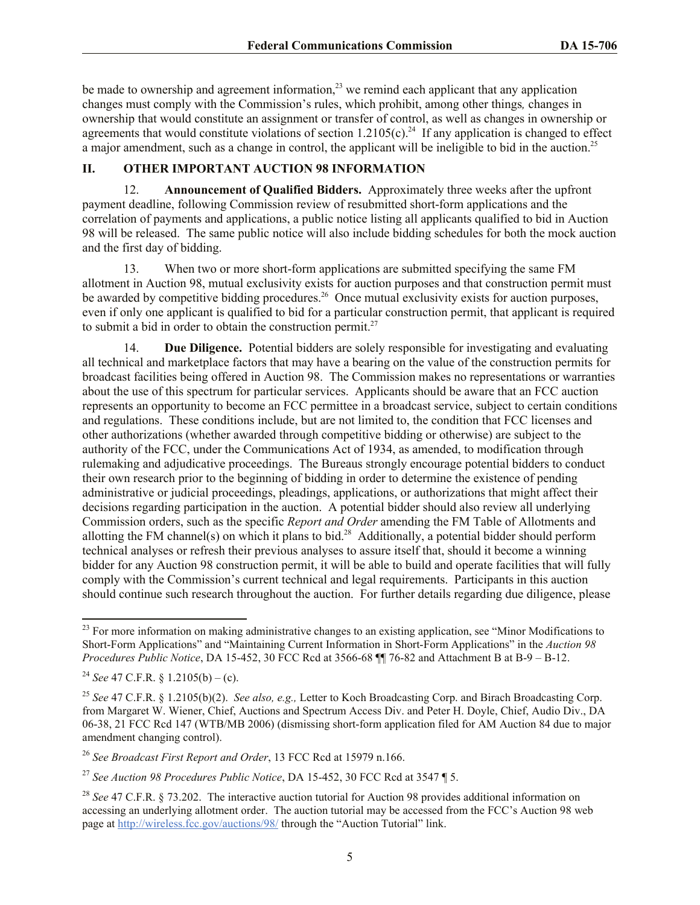be made to ownership and agreement information,[23] we remind each applicant that any application changes must comply with the Commission's rules, which prohibit, among other things*,* changes in ownership that would constitute an assignment or transfer of control, as well as changes in ownership or agreements that would constitute violations of section 1.2105(c).[24] If any application is changed to effect a major amendment, such as a change in control, the applicant will be ineligible to bid in the auction.[25]

## II. OTHER IMPORTANT AUCTION 98 INFORMATION

12. **Announcement of Qualified Bidders.** Approximately three weeks after the upfront payment deadline, following Commission review of resubmitted short-form applications and the correlation of payments and applications, a public notice listing all applicants qualified to bid in Auction 98 will be released. The same public notice will also include bidding schedules for both the mock auction and the first day of bidding.

13. When two or more short-form applications are submitted specifying the same FM allotment in Auction 98, mutual exclusivity exists for auction purposes and that construction permit must be awarded by competitive bidding procedures.[26] Once mutual exclusivity exists for auction purposes, even if only one applicant is qualified to bid for a particular construction permit, that applicant is required to submit a bid in order to obtain the construction permit.[27]

14. **Due Diligence.** Potential bidders are solely responsible for investigating and evaluating all technical and marketplace factors that may have a bearing on the value of the construction permits for broadcast facilities being offered in Auction 98. The Commission makes no representations or warranties about the use of this spectrum for particular services. Applicants should be aware that an FCC auction represents an opportunity to become an FCC permittee in a broadcast service, subject to certain conditions and regulations. These conditions include, but are not limited to, the condition that FCC licenses and other authorizations (whether awarded through competitive bidding or otherwise) are subject to the authority of the FCC, under the Communications Act of 1934, as amended, to modification through rulemaking and adjudicative proceedings. The Bureaus strongly encourage potential bidders to conduct their own research prior to the beginning of bidding in order to determine the existence of pending administrative or judicial proceedings, pleadings, applications, or authorizations that might affect their decisions regarding participation in the auction. A potential bidder should also review all underlying Commission orders, such as the specific *Report and Order* amending the FM Table of Allotments and allotting the FM channel(s) on which it plans to bid.[28] Additionally, a potential bidder should perform technical analyses or refresh their previous analyses to assure itself that, should it become a winning bidder for any Auction 98 construction permit, it will be able to build and operate facilities that will fully comply with the Commission's current technical and legal requirements. Participants in this auction should continue such research throughout the auction. For further details regarding due diligence, please

---

[23] For more information on making administrative changes to an existing application, see "Minor Modifications to Short-Form Applications" and "Maintaining Current Information in Short-Form Applications" in the *Auction 98 Procedures Public Notice*, DA 15-452, 30 FCC Rcd at 3566-68 ¶¶ 76-82 and Attachment B at B-9 – B-12.

[24] *See* 47 C.F.R. § 1.2105(b) – (c).

[25] *See* 47 C.F.R. § 1.2105(b)(2). *See also, e.g.,* Letter to Koch Broadcasting Corp. and Birach Broadcasting Corp. from Margaret W. Wiener, Chief, Auctions and Spectrum Access Div. and Peter H. Doyle, Chief, Audio Div., DA 06-38, 21 FCC Rcd 147 (WTB/MB 2006) (dismissing short-form application filed for AM Auction 84 due to major amendment changing control).

[26] *See Broadcast First Report and Order*, 13 FCC Rcd at 15979 n.166.

[27] *See Auction 98 Procedures Public Notice*, DA 15-452, 30 FCC Rcd at 3547 ¶ 5.

[28] *See* 47 C.F.R. § 73.202. The interactive auction tutorial for Auction 98 provides additional information on accessing an underlying allotment order. The auction tutorial may be accessed from the FCC's Auction 98 web page at http://wireless.fcc.gov/auctions/98/ through the "Auction Tutorial" link.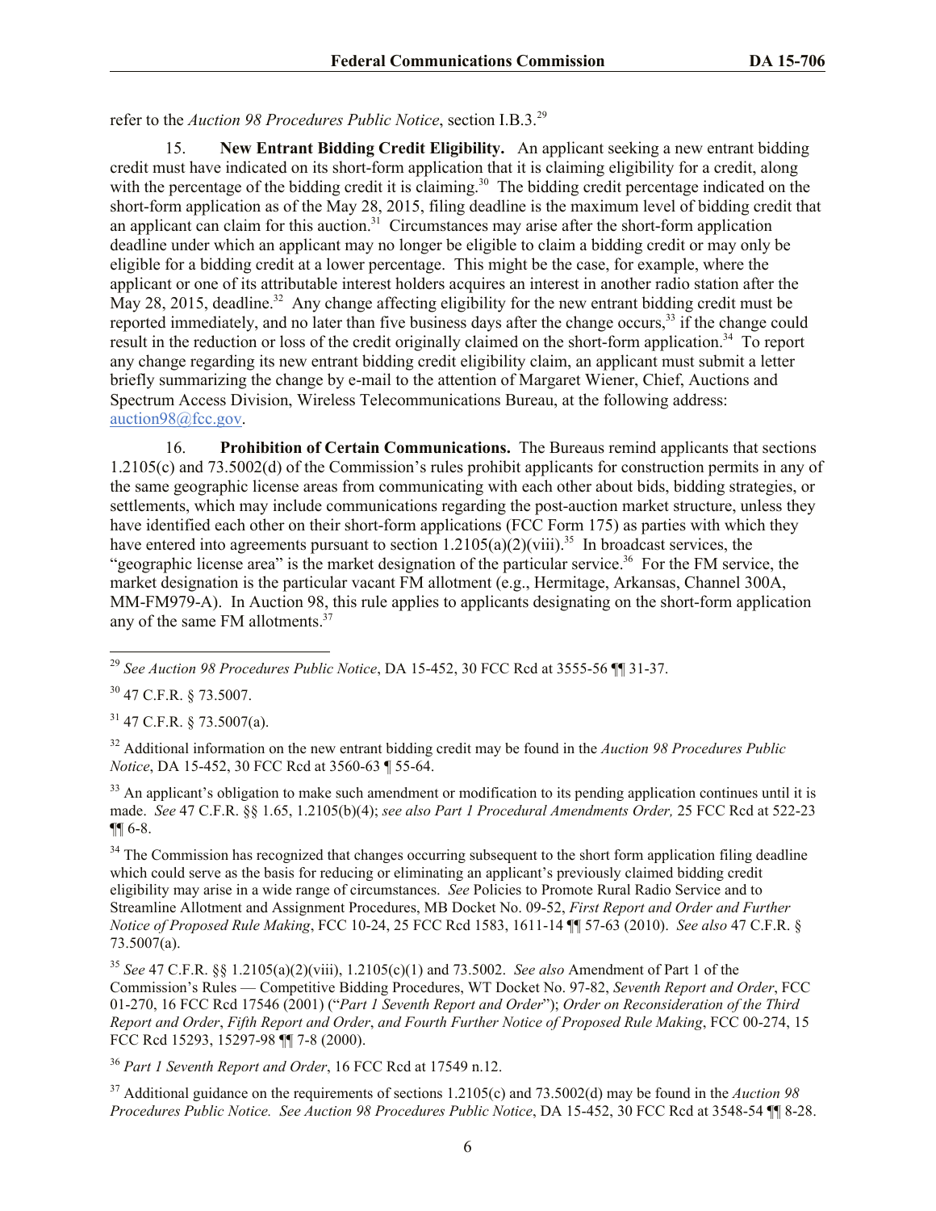refer to the *Auction 98 Procedures Public Notice*, section I.B.3.[29]

15. **New Entrant Bidding Credit Eligibility.** An applicant seeking a new entrant bidding credit must have indicated on its short-form application that it is claiming eligibility for a credit, along with the percentage of the bidding credit it is claiming.[30] The bidding credit percentage indicated on the short-form application as of the May 28, 2015, filing deadline is the maximum level of bidding credit that an applicant can claim for this auction.[31] Circumstances may arise after the short-form application deadline under which an applicant may no longer be eligible to claim a bidding credit or may only be eligible for a bidding credit at a lower percentage. This might be the case, for example, where the applicant or one of its attributable interest holders acquires an interest in another radio station after the May 28, 2015, deadline.[32] Any change affecting eligibility for the new entrant bidding credit must be reported immediately, and no later than five business days after the change occurs,[33] if the change could result in the reduction or loss of the credit originally claimed on the short-form application.[34] To report any change regarding its new entrant bidding credit eligibility claim, an applicant must submit a letter briefly summarizing the change by e-mail to the attention of Margaret Wiener, Chief, Auctions and Spectrum Access Division, Wireless Telecommunications Bureau, at the following address: auction98@fcc.gov.

16. **Prohibition of Certain Communications.** The Bureaus remind applicants that sections 1.2105(c) and 73.5002(d) of the Commission's rules prohibit applicants for construction permits in any of the same geographic license areas from communicating with each other about bids, bidding strategies, or settlements, which may include communications regarding the post-auction market structure, unless they have identified each other on their short-form applications (FCC Form 175) as parties with which they have entered into agreements pursuant to section 1.2105(a)(2)(viii).[35] In broadcast services, the "geographic license area" is the market designation of the particular service.[36] For the FM service, the market designation is the particular vacant FM allotment (e.g., Hermitage, Arkansas, Channel 300A, MM-FM979-A). In Auction 98, this rule applies to applicants designating on the short-form application any of the same FM allotments.[37]

---

[29] *See Auction 98 Procedures Public Notice*, DA 15-452, 30 FCC Rcd at 3555-56 ¶¶ 31-37.

[30] 47 C.F.R. § 73.5007.

[31] 47 C.F.R. § 73.5007(a).

[32] Additional information on the new entrant bidding credit may be found in the *Auction 98 Procedures Public Notice*, DA 15-452, 30 FCC Rcd at 3560-63 ¶ 55-64.

[33] An applicant's obligation to make such amendment or modification to its pending application continues until it is made. *See* 47 C.F.R. §§ 1.65, 1.2105(b)(4); *see also Part 1 Procedural Amendments Order,* 25 FCC Rcd at 522-23 ¶¶ 6-8.

[34] The Commission has recognized that changes occurring subsequent to the short form application filing deadline which could serve as the basis for reducing or eliminating an applicant's previously claimed bidding credit eligibility may arise in a wide range of circumstances. *See* Policies to Promote Rural Radio Service and to Streamline Allotment and Assignment Procedures, MB Docket No. 09-52, *First Report and Order and Further Notice of Proposed Rule Making*, FCC 10-24, 25 FCC Rcd 1583, 1611-14 ¶¶ 57-63 (2010). *See also* 47 C.F.R. § 73.5007(a).

[35] *See* 47 C.F.R. §§ 1.2105(a)(2)(viii), 1.2105(c)(1) and 73.5002. *See also* Amendment of Part 1 of the Commission's Rules — Competitive Bidding Procedures, WT Docket No. 97-82, *Seventh Report and Order*, FCC 01-270, 16 FCC Rcd 17546 (2001) ("*Part 1 Seventh Report and Order*"); *Order on Reconsideration of the Third Report and Order*, *Fifth Report and Order*, *and Fourth Further Notice of Proposed Rule Making*, FCC 00-274, 15 FCC Rcd 15293, 15297-98 ¶¶ 7-8 (2000).

[36] *Part 1 Seventh Report and Order*, 16 FCC Rcd at 17549 n.12.

[37] Additional guidance on the requirements of sections 1.2105(c) and 73.5002(d) may be found in the *Auction 98 Procedures Public Notice. See Auction 98 Procedures Public Notice*, DA 15-452, 30 FCC Rcd at 3548-54 ¶¶ 8-28.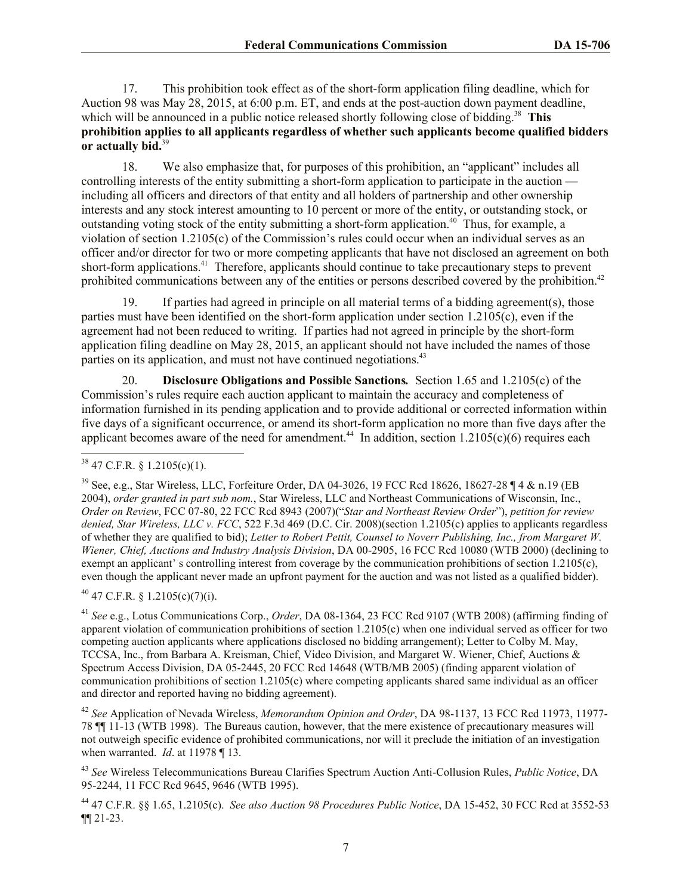17. This prohibition took effect as of the short-form application filing deadline, which for Auction 98 was May 28, 2015, at 6:00 p.m. ET, and ends at the post-auction down payment deadline, which will be announced in a public notice released shortly following close of bidding.[38] **This prohibition applies to all applicants regardless of whether such applicants become qualified bidders or actually bid.**[39]

18. We also emphasize that, for purposes of this prohibition, an "applicant" includes all controlling interests of the entity submitting a short-form application to participate in the auction — including all officers and directors of that entity and all holders of partnership and other ownership interests and any stock interest amounting to 10 percent or more of the entity, or outstanding stock, or outstanding voting stock of the entity submitting a short-form application.[40] Thus, for example, a violation of section 1.2105(c) of the Commission's rules could occur when an individual serves as an officer and/or director for two or more competing applicants that have not disclosed an agreement on both short-form applications.[41] Therefore, applicants should continue to take precautionary steps to prevent prohibited communications between any of the entities or persons described covered by the prohibition.[42]

19. If parties had agreed in principle on all material terms of a bidding agreement(s), those parties must have been identified on the short-form application under section 1.2105(c), even if the agreement had not been reduced to writing. If parties had not agreed in principle by the short-form application filing deadline on May 28, 2015, an applicant should not have included the names of those parties on its application, and must not have continued negotiations.[43]

20. ***Disclosure Obligations and Possible Sanctions.*** Section 1.65 and 1.2105(c) of the Commission's rules require each auction applicant to maintain the accuracy and completeness of information furnished in its pending application and to provide additional or corrected information within five days of a significant occurrence, or amend its short-form application no more than five days after the applicant becomes aware of the need for amendment.[44] In addition, section 1.2105(c)(6) requires each

---

[38] 47 C.F.R. § 1.2105(c)(1).

[39] See, e.g., Star Wireless, LLC, Forfeiture Order, DA 04-3026, 19 FCC Rcd 18626, 18627-28 ¶ 4 & n.19 (EB 2004), *order granted in part sub nom.*, Star Wireless, LLC and Northeast Communications of Wisconsin, Inc., *Order on Review*, FCC 07-80, 22 FCC Rcd 8943 (2007)("*Star and Northeast Review Order*"), *petition for review denied, Star Wireless, LLC v. FCC*, 522 F.3d 469 (D.C. Cir. 2008)(section 1.2105(c) applies to applicants regardless of whether they are qualified to bid); *Letter to Robert Pettit, Counsel to Noverr Publishing, Inc., from Margaret W. Wiener, Chief, Auctions and Industry Analysis Division*, DA 00-2905, 16 FCC Rcd 10080 (WTB 2000) (declining to exempt an applicant' s controlling interest from coverage by the communication prohibitions of section 1.2105(c), even though the applicant never made an upfront payment for the auction and was not listed as a qualified bidder).

[40] 47 C.F.R. § 1.2105(c)(7)(i).

[41] *See* e.g., Lotus Communications Corp., *Order*, DA 08-1364, 23 FCC Rcd 9107 (WTB 2008) (affirming finding of apparent violation of communication prohibitions of section 1.2105(c) when one individual served as officer for two competing auction applicants where applications disclosed no bidding arrangement); Letter to Colby M. May, TCCSA, Inc., from Barbara A. Kreisman, Chief, Video Division, and Margaret W. Wiener, Chief, Auctions & Spectrum Access Division, DA 05-2445, 20 FCC Rcd 14648 (WTB/MB 2005) (finding apparent violation of communication prohibitions of section 1.2105(c) where competing applicants shared same individual as an officer and director and reported having no bidding agreement).

[42] *See* Application of Nevada Wireless, *Memorandum Opinion and Order*, DA 98-1137, 13 FCC Rcd 11973, 11977-78 ¶¶ 11-13 (WTB 1998). The Bureaus caution, however, that the mere existence of precautionary measures will not outweigh specific evidence of prohibited communications, nor will it preclude the initiation of an investigation when warranted. *Id*. at 11978 ¶ 13.

[43] *See* Wireless Telecommunications Bureau Clarifies Spectrum Auction Anti-Collusion Rules, *Public Notice*, DA 95-2244, 11 FCC Rcd 9645, 9646 (WTB 1995).

[44] 47 C.F.R. §§ 1.65, 1.2105(c). *See also Auction 98 Procedures Public Notice*, DA 15-452, 30 FCC Rcd at 3552-53 ¶¶ 21-23.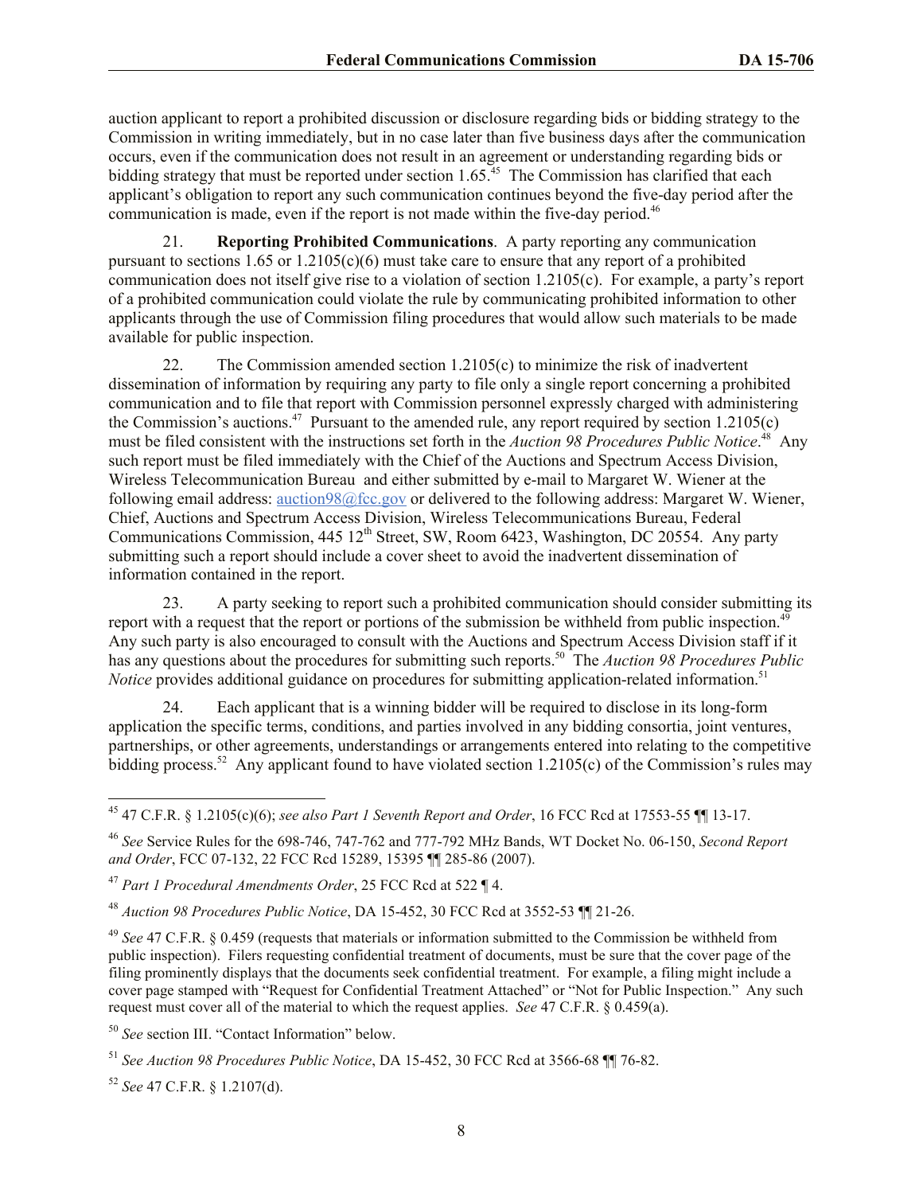auction applicant to report a prohibited discussion or disclosure regarding bids or bidding strategy to the Commission in writing immediately, but in no case later than five business days after the communication occurs, even if the communication does not result in an agreement or understanding regarding bids or bidding strategy that must be reported under section 1.65.[45] The Commission has clarified that each applicant's obligation to report any such communication continues beyond the five-day period after the communication is made, even if the report is not made within the five-day period.[46]

21. **Reporting Prohibited Communications**. A party reporting any communication pursuant to sections 1.65 or 1.2105(c)(6) must take care to ensure that any report of a prohibited communication does not itself give rise to a violation of section 1.2105(c). For example, a party's report of a prohibited communication could violate the rule by communicating prohibited information to other applicants through the use of Commission filing procedures that would allow such materials to be made available for public inspection.

22. The Commission amended section 1.2105(c) to minimize the risk of inadvertent dissemination of information by requiring any party to file only a single report concerning a prohibited communication and to file that report with Commission personnel expressly charged with administering the Commission's auctions.[47] Pursuant to the amended rule, any report required by section 1.2105(c) must be filed consistent with the instructions set forth in the *Auction 98 Procedures Public Notice*.[48] Any such report must be filed immediately with the Chief of the Auctions and Spectrum Access Division, Wireless Telecommunication Bureau and either submitted by e-mail to Margaret W. Wiener at the following email address: auction98@fcc.gov or delivered to the following address: Margaret W. Wiener, Chief, Auctions and Spectrum Access Division, Wireless Telecommunications Bureau, Federal Communications Commission, 445 12th Street, SW, Room 6423, Washington, DC 20554. Any party submitting such a report should include a cover sheet to avoid the inadvertent dissemination of information contained in the report.

23. A party seeking to report such a prohibited communication should consider submitting its report with a request that the report or portions of the submission be withheld from public inspection.[49] Any such party is also encouraged to consult with the Auctions and Spectrum Access Division staff if it has any questions about the procedures for submitting such reports.[50] The *Auction 98 Procedures Public Notice* provides additional guidance on procedures for submitting application-related information.[51]

24. Each applicant that is a winning bidder will be required to disclose in its long-form application the specific terms, conditions, and parties involved in any bidding consortia, joint ventures, partnerships, or other agreements, understandings or arrangements entered into relating to the competitive bidding process.[52] Any applicant found to have violated section 1.2105(c) of the Commission's rules may

---

[45] 47 C.F.R. § 1.2105(c)(6); *see also Part 1 Seventh Report and Order*, 16 FCC Rcd at 17553-55 ¶¶ 13-17.

[46] *See* Service Rules for the 698-746, 747-762 and 777-792 MHz Bands, WT Docket No. 06-150, *Second Report and Order*, FCC 07-132, 22 FCC Rcd 15289, 15395 ¶¶ 285-86 (2007).

[47] *Part 1 Procedural Amendments Order*, 25 FCC Rcd at 522 ¶ 4.

[48] *Auction 98 Procedures Public Notice*, DA 15-452, 30 FCC Rcd at 3552-53 ¶¶ 21-26.

[49] *See* 47 C.F.R. § 0.459 (requests that materials or information submitted to the Commission be withheld from public inspection). Filers requesting confidential treatment of documents, must be sure that the cover page of the filing prominently displays that the documents seek confidential treatment. For example, a filing might include a cover page stamped with "Request for Confidential Treatment Attached" or "Not for Public Inspection." Any such request must cover all of the material to which the request applies. *See* 47 C.F.R. § 0.459(a).

[50] *See* section III. "Contact Information" below.

[51] *See Auction 98 Procedures Public Notice*, DA 15-452, 30 FCC Rcd at 3566-68 ¶¶ 76-82.

[52] *See* 47 C.F.R. § 1.2107(d).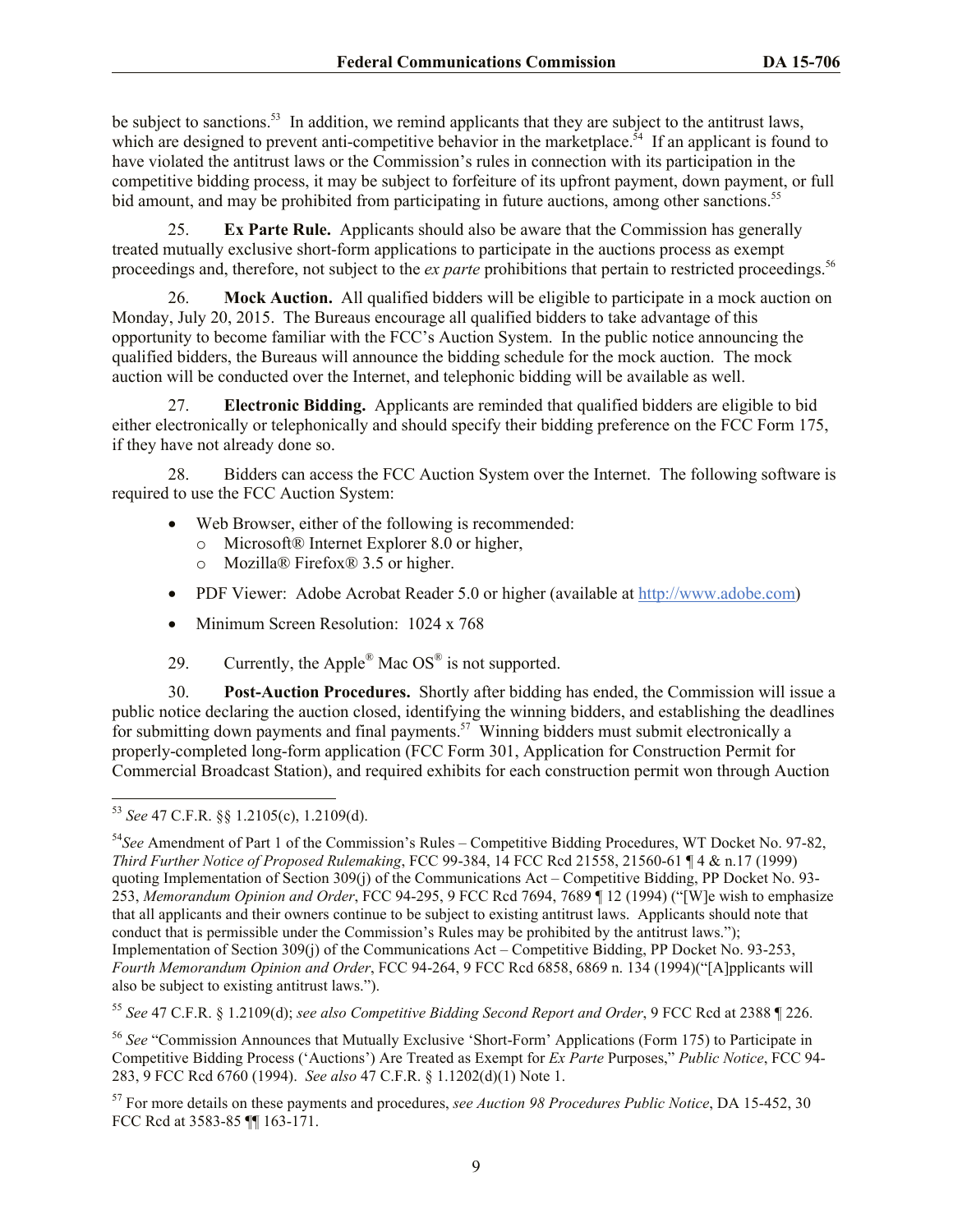be subject to sanctions.[53] In addition, we remind applicants that they are subject to the antitrust laws, which are designed to prevent anti-competitive behavior in the marketplace.[54] If an applicant is found to have violated the antitrust laws or the Commission's rules in connection with its participation in the competitive bidding process, it may be subject to forfeiture of its upfront payment, down payment, or full bid amount, and may be prohibited from participating in future auctions, among other sanctions.[55]

25. **Ex Parte Rule.** Applicants should also be aware that the Commission has generally treated mutually exclusive short-form applications to participate in the auctions process as exempt proceedings and, therefore, not subject to the *ex parte* prohibitions that pertain to restricted proceedings.[56]

26. **Mock Auction.** All qualified bidders will be eligible to participate in a mock auction on Monday, July 20, 2015. The Bureaus encourage all qualified bidders to take advantage of this opportunity to become familiar with the FCC's Auction System. In the public notice announcing the qualified bidders, the Bureaus will announce the bidding schedule for the mock auction. The mock auction will be conducted over the Internet, and telephonic bidding will be available as well.

27. **Electronic Bidding.** Applicants are reminded that qualified bidders are eligible to bid either electronically or telephonically and should specify their bidding preference on the FCC Form 175, if they have not already done so.

28. Bidders can access the FCC Auction System over the Internet. The following software is required to use the FCC Auction System:

- Web Browser, either of the following is recommended:
  - Microsoft® Internet Explorer 8.0 or higher,
  - Mozilla® Firefox® 3.5 or higher.
- PDF Viewer: Adobe Acrobat Reader 5.0 or higher (available at http://www.adobe.com)
- Minimum Screen Resolution: 1024 x 768

29. Currently, the Apple® Mac OS® is not supported.

30. **Post-Auction Procedures.** Shortly after bidding has ended, the Commission will issue a public notice declaring the auction closed, identifying the winning bidders, and establishing the deadlines for submitting down payments and final payments.[57] Winning bidders must submit electronically a properly-completed long-form application (FCC Form 301, Application for Construction Permit for Commercial Broadcast Station), and required exhibits for each construction permit won through Auction

---

[53] *See* 47 C.F.R. §§ 1.2105(c), 1.2109(d).

[54] *See* Amendment of Part 1 of the Commission's Rules – Competitive Bidding Procedures, WT Docket No. 97-82, *Third Further Notice of Proposed Rulemaking*, FCC 99-384, 14 FCC Rcd 21558, 21560-61 ¶ 4 & n.17 (1999) quoting Implementation of Section 309(j) of the Communications Act – Competitive Bidding, PP Docket No. 93-253, *Memorandum Opinion and Order*, FCC 94-295, 9 FCC Rcd 7694, 7689 ¶ 12 (1994) ("[W]e wish to emphasize that all applicants and their owners continue to be subject to existing antitrust laws. Applicants should note that conduct that is permissible under the Commission's Rules may be prohibited by the antitrust laws."); Implementation of Section 309(j) of the Communications Act – Competitive Bidding, PP Docket No. 93-253, *Fourth Memorandum Opinion and Order*, FCC 94-264, 9 FCC Rcd 6858, 6869 n. 134 (1994)("[A]pplicants will also be subject to existing antitrust laws.").

[55] *See* 47 C.F.R. § 1.2109(d); *see also Competitive Bidding Second Report and Order*, 9 FCC Rcd at 2388 ¶ 226.

[56] *See* "Commission Announces that Mutually Exclusive 'Short-Form' Applications (Form 175) to Participate in Competitive Bidding Process ('Auctions') Are Treated as Exempt for *Ex Parte* Purposes," *Public Notice*, FCC 94-283, 9 FCC Rcd 6760 (1994). *See also* 47 C.F.R. § 1.1202(d)(1) Note 1.

[57] For more details on these payments and procedures, *see Auction 98 Procedures Public Notice*, DA 15-452, 30 FCC Rcd at 3583-85 ¶¶ 163-171.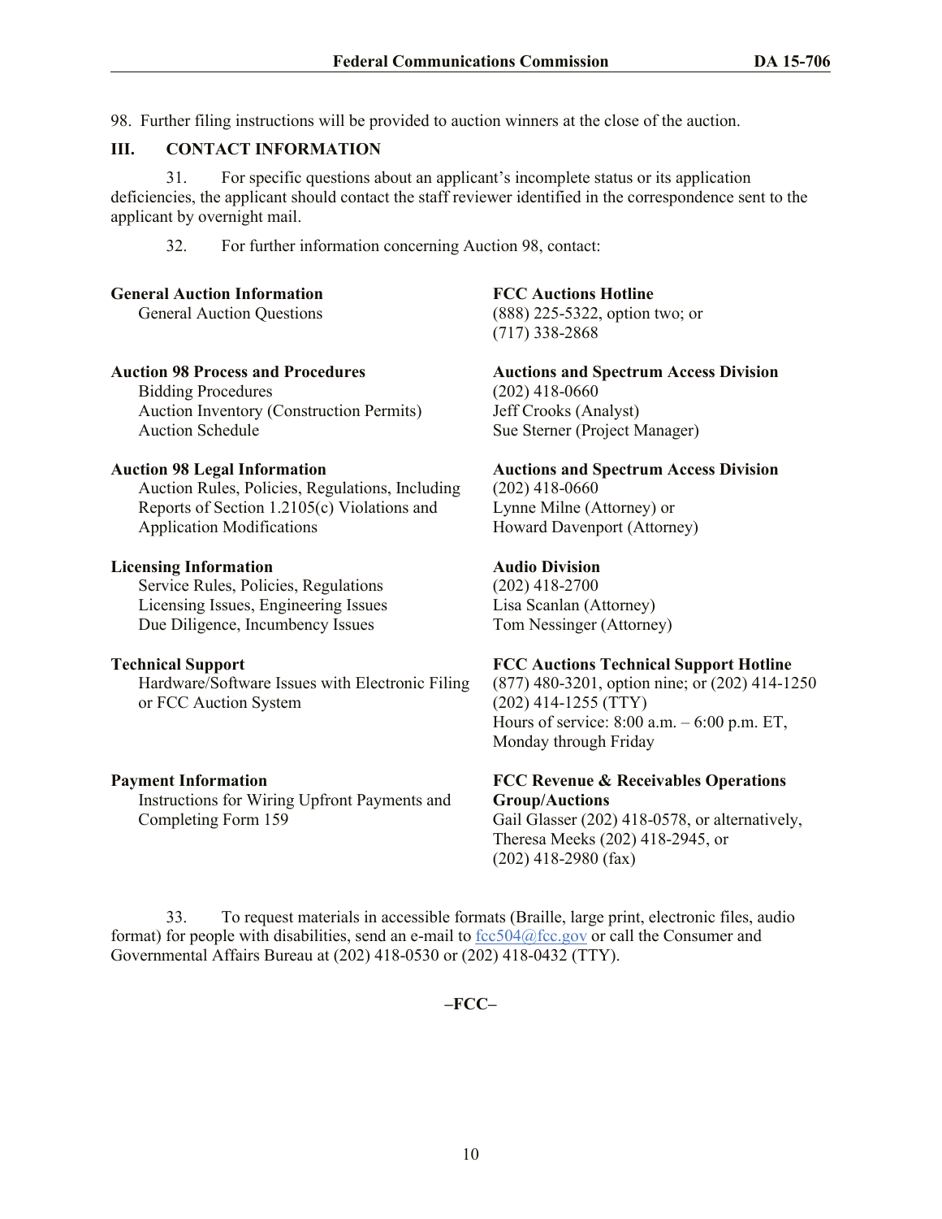98. Further filing instructions will be provided to auction winners at the close of the auction.

## III. CONTACT INFORMATION

31. For specific questions about an applicant's incomplete status or its application deficiencies, the applicant should contact the staff reviewer identified in the correspondence sent to the applicant by overnight mail.

32. For further information concerning Auction 98, contact:

| | |
|---|---|
| **General Auction Information**<br>General Auction Questions | **FCC Auctions Hotline**<br>(888) 225-5322, option two; or<br>(717) 338-2868 |
| **Auction 98 Process and Procedures**<br>Bidding Procedures<br>Auction Inventory (Construction Permits)<br>Auction Schedule | **Auctions and Spectrum Access Division**<br>(202) 418-0660<br>Jeff Crooks (Analyst)<br>Sue Sterner (Project Manager) |
| **Auction 98 Legal Information**<br>Auction Rules, Policies, Regulations, Including Reports of Section 1.2105(c) Violations and Application Modifications | **Auctions and Spectrum Access Division**<br>(202) 418-0660<br>Lynne Milne (Attorney) or<br>Howard Davenport (Attorney) |
| **Licensing Information**<br>Service Rules, Policies, Regulations<br>Licensing Issues, Engineering Issues<br>Due Diligence, Incumbency Issues | **Audio Division**<br>(202) 418-2700<br>Lisa Scanlan (Attorney)<br>Tom Nessinger (Attorney) |
| **Technical Support**<br>Hardware/Software Issues with Electronic Filing or FCC Auction System | **FCC Auctions Technical Support Hotline**<br>(877) 480-3201, option nine; or (202) 414-1250<br>(202) 414-1255 (TTY)<br>Hours of service: 8:00 a.m. – 6:00 p.m. ET, Monday through Friday |
| **Payment Information**<br>Instructions for Wiring Upfront Payments and Completing Form 159 | **FCC Revenue & Receivables Operations Group/Auctions**<br>Gail Glasser (202) 418-0578, or alternatively,<br>Theresa Meeks (202) 418-2945, or<br>(202) 418-2980 (fax) |

33. To request materials in accessible formats (Braille, large print, electronic files, audio format) for people with disabilities, send an e-mail to fcc504@fcc.gov or call the Consumer and Governmental Affairs Bureau at (202) 418-0530 or (202) 418-0432 (TTY).

**–FCC–**